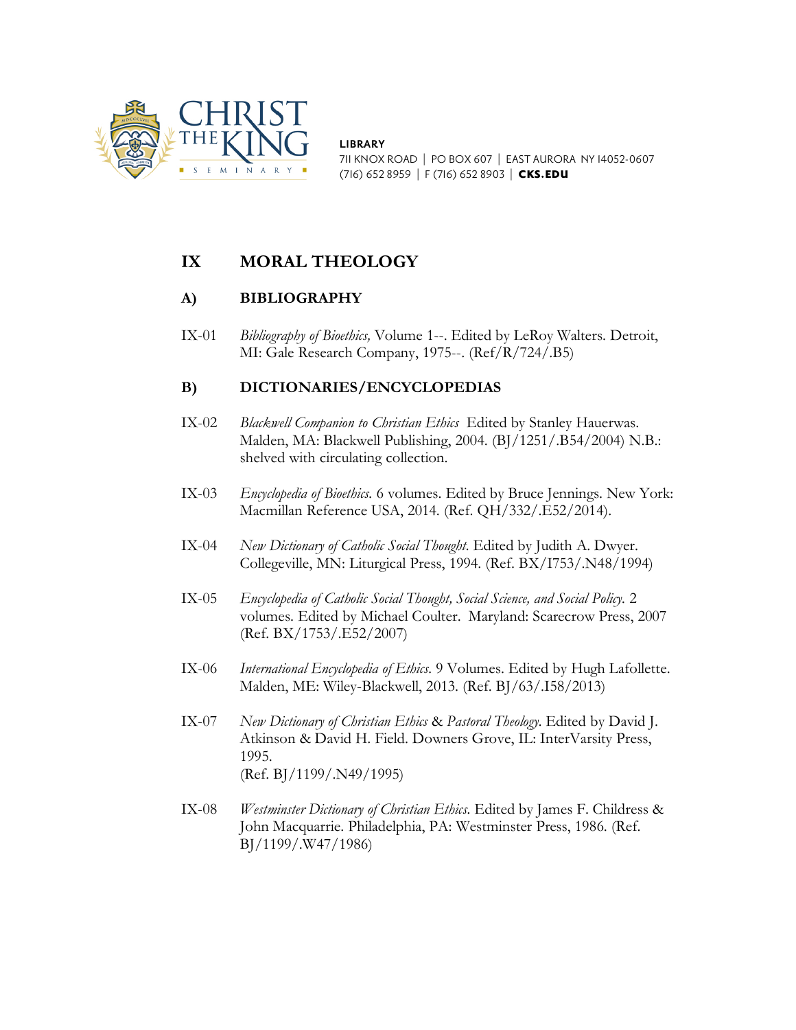CHRIST THE KING SEMINARY

**LIBRARY**
711 KNOX ROAD | PO BOX 607 | EAST AURORA NY 14052-0607
(716) 652 8959 | F (716) 652 8903 | **CKS.EDU**

# IX MORAL THEOLOGY

## A) BIBLIOGRAPHY

IX-01 *Bibliography of Bioethics,* Volume 1--. Edited by LeRoy Walters. Detroit, MI: Gale Research Company, 1975--. (Ref/R/724/.B5)

## B) DICTIONARIES/ENCYCLOPEDIAS

IX-02 *Blackwell Companion to Christian Ethics* Edited by Stanley Hauerwas. Malden, MA: Blackwell Publishing, 2004. (BJ/1251/.B54/2004) N.B.: shelved with circulating collection.

IX-03 *Encyclopedia of Bioethics.* 6 volumes. Edited by Bruce Jennings. New York: Macmillan Reference USA, 2014. (Ref. QH/332/.E52/2014).

IX-04 *New Dictionary of Catholic Social Thought.* Edited by Judith A. Dwyer. Collegeville, MN: Liturgical Press, 1994. (Ref. BX/I753/.N48/1994)

IX-05 *Encyclopedia of Catholic Social Thought, Social Science, and Social Policy.* 2 volumes. Edited by Michael Coulter. Maryland: Scarecrow Press, 2007 (Ref. BX/1753/.E52/2007)

IX-06 *International Encyclopedia of Ethics.* 9 Volumes. Edited by Hugh Lafollette. Malden, ME: Wiley-Blackwell, 2013. (Ref. BJ/63/.I58/2013)

IX-07 *New Dictionary of Christian Ethics* & *Pastoral Theology.* Edited by David J. Atkinson & David H. Field. Downers Grove, IL: InterVarsity Press, 1995.
(Ref. BJ/1199/.N49/1995)

IX-08 *Westminster Dictionary of Christian Ethics.* Edited by James F. Childress & John Macquarrie. Philadelphia, PA: Westminster Press, 1986. (Ref. BJ/1199/.W47/1986)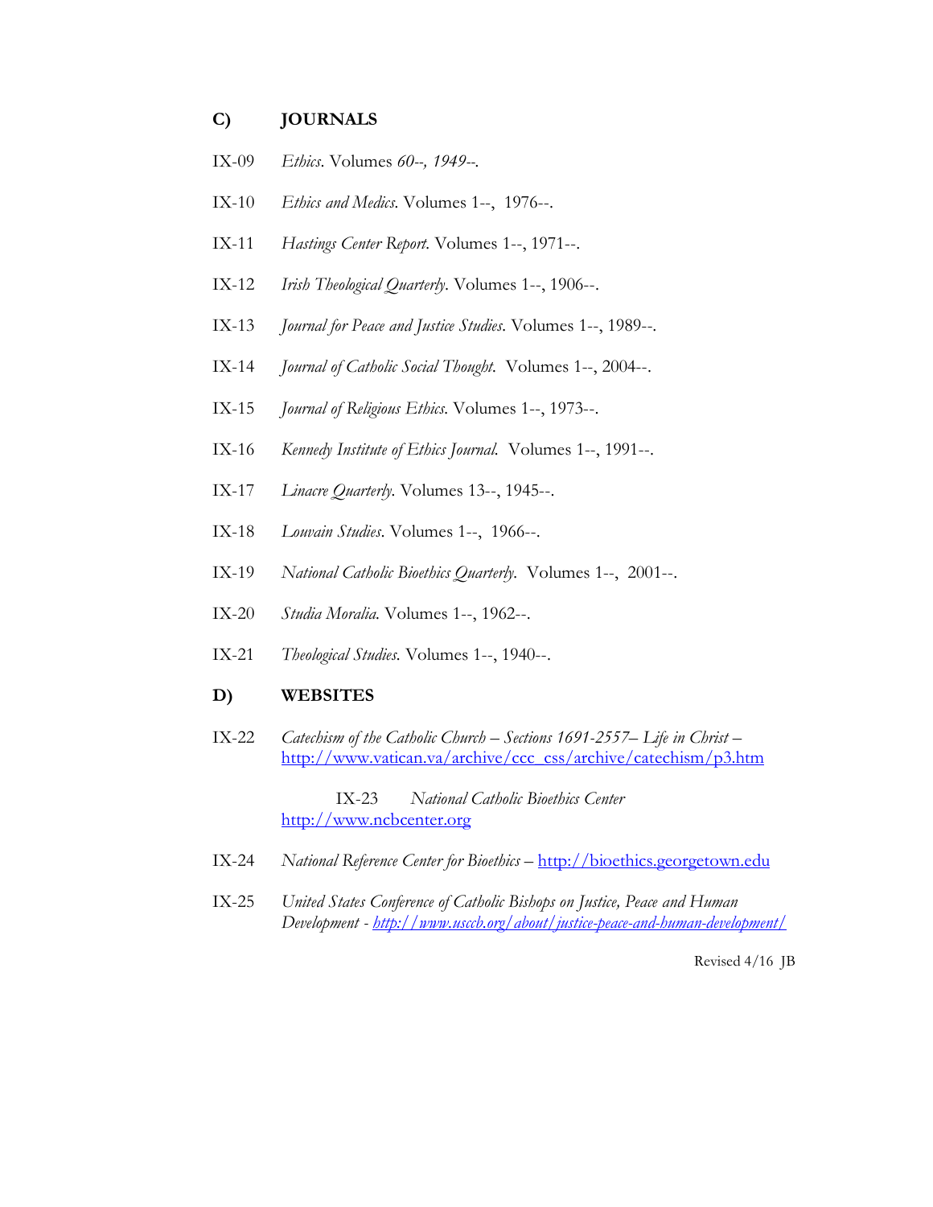## C) JOURNALS

IX-09 *Ethics*. Volumes *60--, 1949--.*

IX-10 *Ethics and Medics.* Volumes 1--, 1976--.

IX-11 *Hastings Center Report.* Volumes 1--, 1971--.

IX-12 *Irish Theological Quarterly*. Volumes 1--, 1906--.

IX-13 *Journal for Peace and Justice Studies*. Volumes 1--, 1989--.

IX-14 *Journal of Catholic Social Thought.* Volumes 1--, 2004--.

IX-15 *Journal of Religious Ethics.* Volumes 1--, 1973--.

IX-16 *Kennedy Institute of Ethics Journal.* Volumes 1--, 1991--.

IX-17 *Linacre Quarterly*. Volumes 13--, 1945--.

IX-18 *Louvain Studies*. Volumes 1--, 1966--.

IX-19 *National Catholic Bioethics Quarterly*. Volumes 1--, 2001--.

IX-20 *Studia Moralia.* Volumes 1--, 1962--.

IX-21 *Theological Studies.* Volumes 1--, 1940--.

## D) WEBSITES

IX-22 *Catechism of the Catholic Church – Sections 1691-2557– Life in Christ –* http://www.vatican.va/archive/ccc_css/archive/catechism/p3.htm

IX-23 *National Catholic Bioethics Center* http://www.ncbcenter.org

IX-24 *National Reference Center for Bioethics* – http://bioethics.georgetown.edu

IX-25 *United States Conference of Catholic Bishops on Justice, Peace and Human Development - http://www.usccb.org/about/justice-peace-and-human-development/*

Revised 4/16 JB